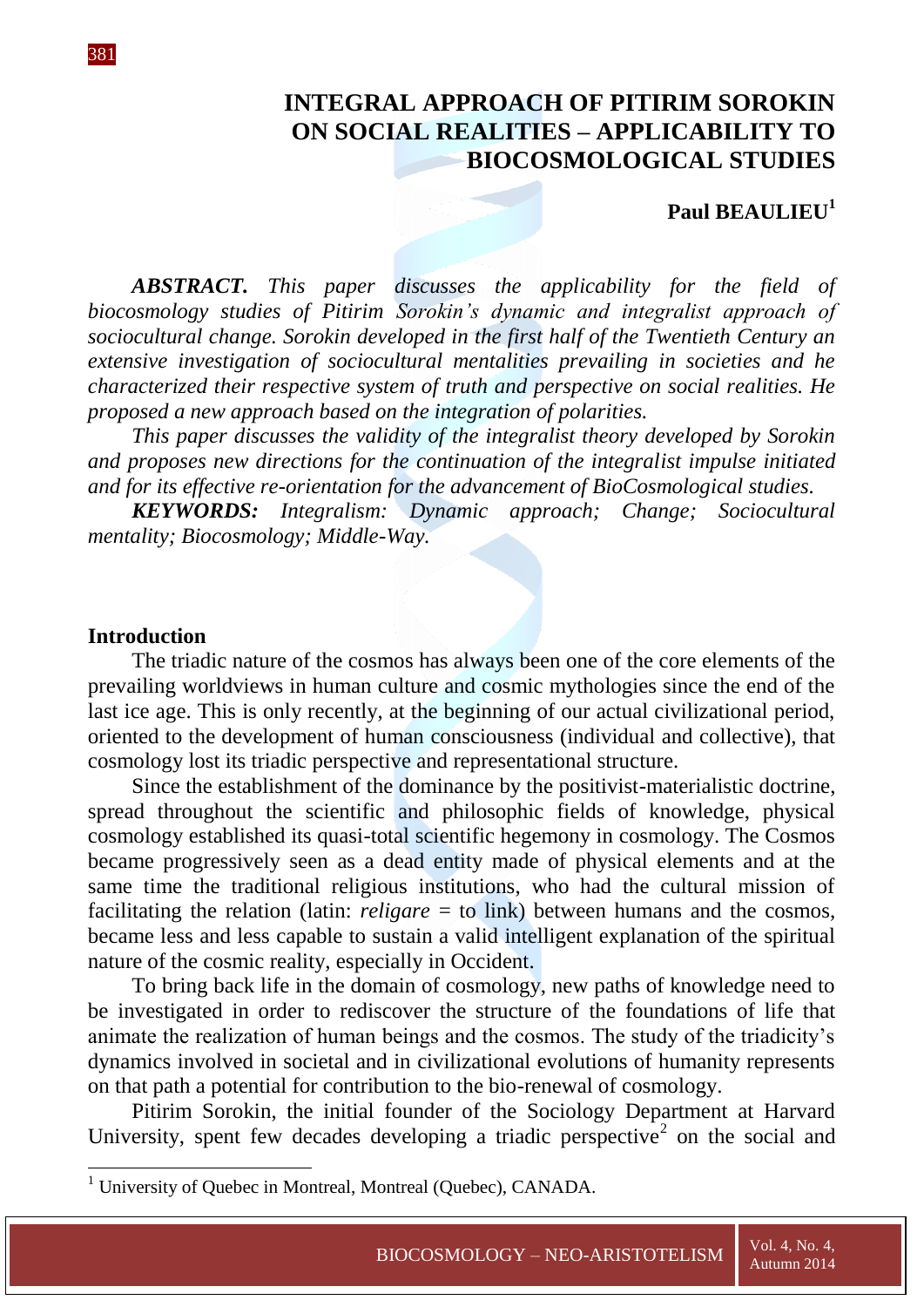# INTEGRAL APPROACH OF PITIRIM SOROKIN ON SOCIAL REALITIES – APPLICABILITY TO BIOCOSMOLOGICAL STUDIES

**Paul BEAULIEU**[1]

***ABSTRACT.*** *This paper discusses the applicability for the field of biocosmology studies of Pitirim Sorokin's dynamic and integralist approach of sociocultural change. Sorokin developed in the first half of the Twentieth Century an extensive investigation of sociocultural mentalities prevailing in societies and he characterized their respective system of truth and perspective on social realities. He proposed a new approach based on the integration of polarities.*

*This paper discusses the validity of the integralist theory developed by Sorokin and proposes new directions for the continuation of the integralist impulse initiated and for its effective re-orientation for the advancement of BioCosmological studies.*

***KEYWORDS:*** *Integralism: Dynamic approach; Change; Sociocultural mentality; Biocosmology; Middle-Way.*

## Introduction

The triadic nature of the cosmos has always been one of the core elements of the prevailing worldviews in human culture and cosmic mythologies since the end of the last ice age. This is only recently, at the beginning of our actual civilizational period, oriented to the development of human consciousness (individual and collective), that cosmology lost its triadic perspective and representational structure.

Since the establishment of the dominance by the positivist-materialistic doctrine, spread throughout the scientific and philosophic fields of knowledge, physical cosmology established its quasi-total scientific hegemony in cosmology. The Cosmos became progressively seen as a dead entity made of physical elements and at the same time the traditional religious institutions, who had the cultural mission of facilitating the relation (latin: *religare* = to link) between humans and the cosmos, became less and less capable to sustain a valid intelligent explanation of the spiritual nature of the cosmic reality, especially in Occident.

To bring back life in the domain of cosmology, new paths of knowledge need to be investigated in order to rediscover the structure of the foundations of life that animate the realization of human beings and the cosmos. The study of the triadicity's dynamics involved in societal and in civilizational evolutions of humanity represents on that path a potential for contribution to the bio-renewal of cosmology.

Pitirim Sorokin, the initial founder of the Sociology Department at Harvard University, spent few decades developing a triadic perspective[2] on the social and

[1] University of Quebec in Montreal, Montreal (Quebec), CANADA.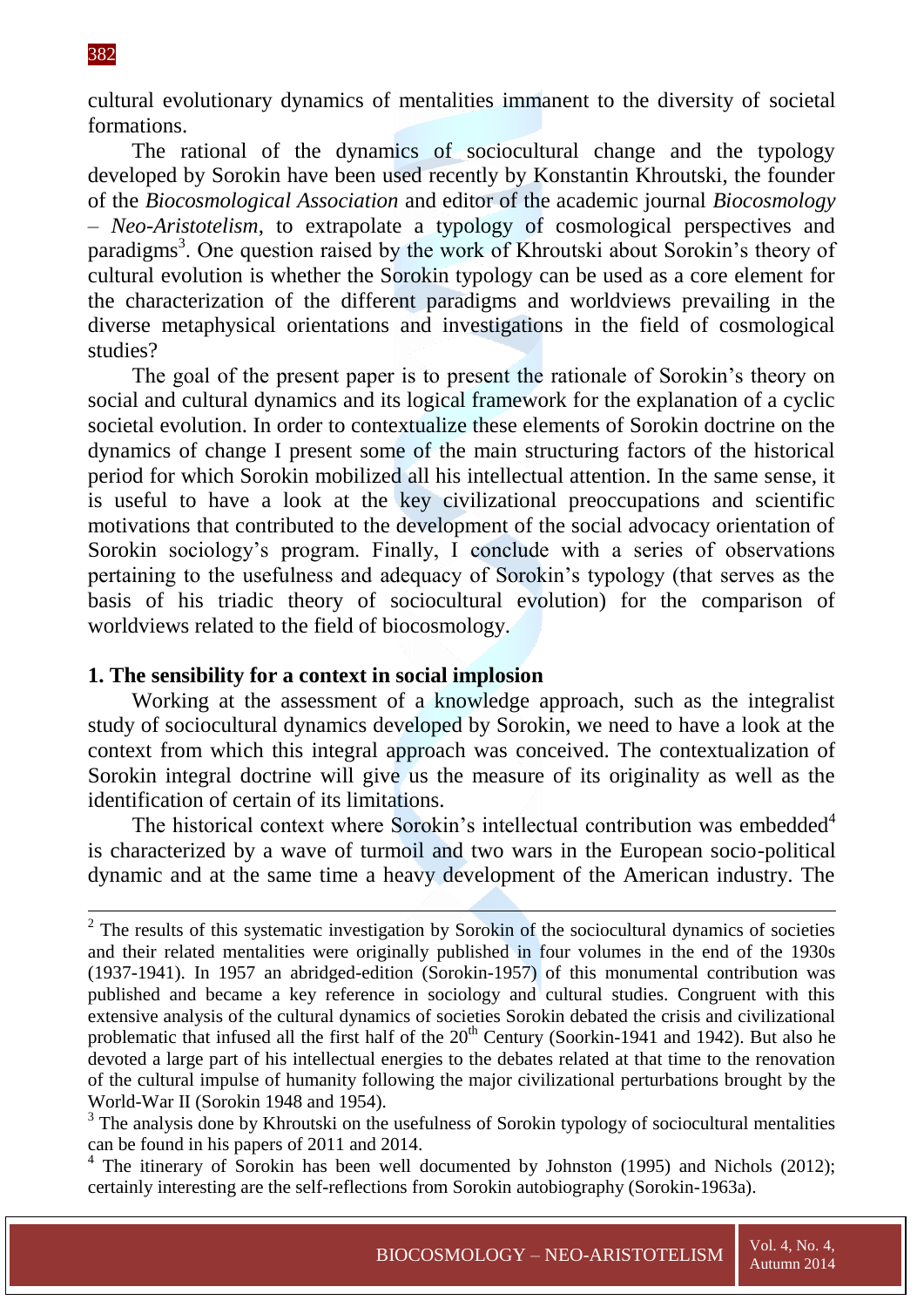cultural evolutionary dynamics of mentalities immanent to the diversity of societal formations.

The rational of the dynamics of sociocultural change and the typology developed by Sorokin have been used recently by Konstantin Khroutski, the founder of the *Biocosmological Association* and editor of the academic journal *Biocosmology – Neo-Aristotelism*, to extrapolate a typology of cosmological perspectives and paradigms[3]. One question raised by the work of Khroutski about Sorokin's theory of cultural evolution is whether the Sorokin typology can be used as a core element for the characterization of the different paradigms and worldviews prevailing in the diverse metaphysical orientations and investigations in the field of cosmological studies?

The goal of the present paper is to present the rationale of Sorokin's theory on social and cultural dynamics and its logical framework for the explanation of a cyclic societal evolution. In order to contextualize these elements of Sorokin doctrine on the dynamics of change I present some of the main structuring factors of the historical period for which Sorokin mobilized all his intellectual attention. In the same sense, it is useful to have a look at the key civilizational preoccupations and scientific motivations that contributed to the development of the social advocacy orientation of Sorokin sociology's program. Finally, I conclude with a series of observations pertaining to the usefulness and adequacy of Sorokin's typology (that serves as the basis of his triadic theory of sociocultural evolution) for the comparison of worldviews related to the field of biocosmology.

## 1. The sensibility for a context in social implosion

Working at the assessment of a knowledge approach, such as the integralist study of sociocultural dynamics developed by Sorokin, we need to have a look at the context from which this integral approach was conceived. The contextualization of Sorokin integral doctrine will give us the measure of its originality as well as the identification of certain of its limitations.

The historical context where Sorokin's intellectual contribution was embedded[4] is characterized by a wave of turmoil and two wars in the European socio-political dynamic and at the same time a heavy development of the American industry. The

---

[2] The results of this systematic investigation by Sorokin of the sociocultural dynamics of societies and their related mentalities were originally published in four volumes in the end of the 1930s (1937-1941). In 1957 an abridged-edition (Sorokin-1957) of this monumental contribution was published and became a key reference in sociology and cultural studies. Congruent with this extensive analysis of the cultural dynamics of societies Sorokin debated the crisis and civilizational problematic that infused all the first half of the 20th Century (Soorkin-1941 and 1942). But also he devoted a large part of his intellectual energies to the debates related at that time to the renovation of the cultural impulse of humanity following the major civilizational perturbations brought by the World-War II (Sorokin 1948 and 1954).

[3] The analysis done by Khroutski on the usefulness of Sorokin typology of sociocultural mentalities can be found in his papers of 2011 and 2014.

[4] The itinerary of Sorokin has been well documented by Johnston (1995) and Nichols (2012); certainly interesting are the self-reflections from Sorokin autobiography (Sorokin-1963a).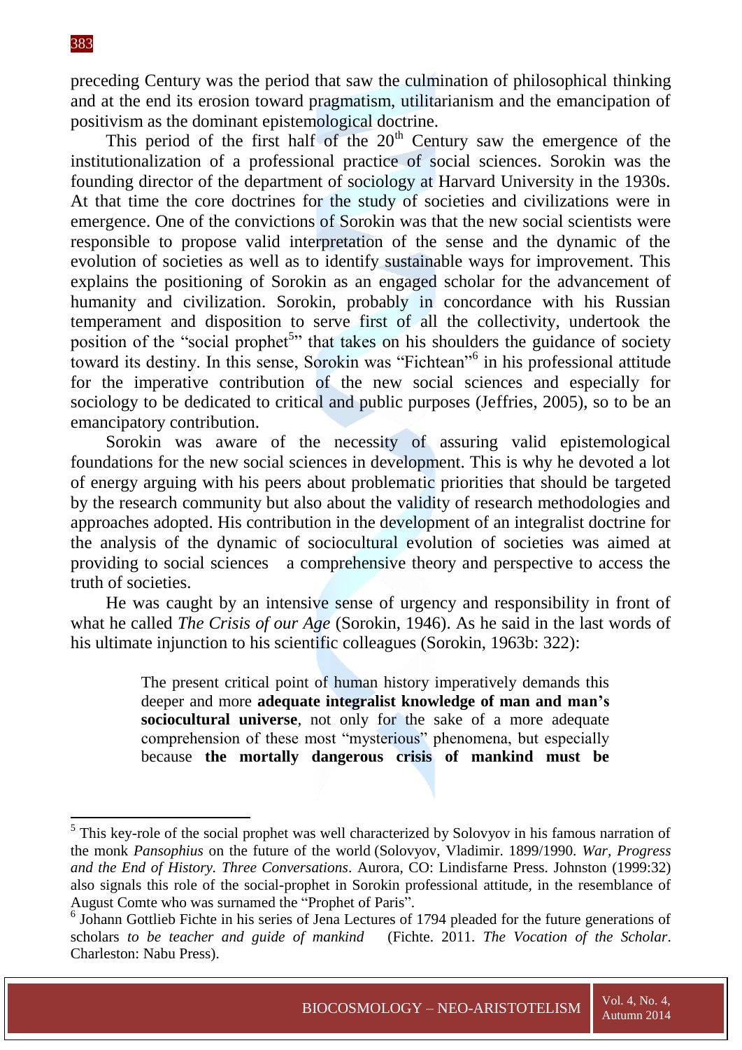preceding Century was the period that saw the culmination of philosophical thinking and at the end its erosion toward pragmatism, utilitarianism and the emancipation of positivism as the dominant epistemological doctrine.

This period of the first half of the 20th Century saw the emergence of the institutionalization of a professional practice of social sciences. Sorokin was the founding director of the department of sociology at Harvard University in the 1930s. At that time the core doctrines for the study of societies and civilizations were in emergence. One of the convictions of Sorokin was that the new social scientists were responsible to propose valid interpretation of the sense and the dynamic of the evolution of societies as well as to identify sustainable ways for improvement. This explains the positioning of Sorokin as an engaged scholar for the advancement of humanity and civilization. Sorokin, probably in concordance with his Russian temperament and disposition to serve first of all the collectivity, undertook the position of the "social prophet[5]" that takes on his shoulders the guidance of society toward its destiny. In this sense, Sorokin was "Fichtean"[6] in his professional attitude for the imperative contribution of the new social sciences and especially for sociology to be dedicated to critical and public purposes (Jeffries, 2005), so to be an emancipatory contribution.

Sorokin was aware of the necessity of assuring valid epistemological foundations for the new social sciences in development. This is why he devoted a lot of energy arguing with his peers about problematic priorities that should be targeted by the research community but also about the validity of research methodologies and approaches adopted. His contribution in the development of an integralist doctrine for the analysis of the dynamic of sociocultural evolution of societies was aimed at providing to social sciences a comprehensive theory and perspective to access the truth of societies.

He was caught by an intensive sense of urgency and responsibility in front of what he called *The Crisis of our Age* (Sorokin, 1946). As he said in the last words of his ultimate injunction to his scientific colleagues (Sorokin, 1963b: 322):

> The present critical point of human history imperatively demands this deeper and more **adequate integralist knowledge of man and man's sociocultural universe**, not only for the sake of a more adequate comprehension of these most "mysterious" phenomena, but especially because **the mortally dangerous crisis of mankind must be**

---

[5] This key-role of the social prophet was well characterized by Solovyov in his famous narration of the monk *Pansophius* on the future of the world (Solovyov, Vladimir. 1899/1990. *War, Progress and the End of History. Three Conversations*. Aurora, CO: Lindisfarne Press. Johnston (1999:32) also signals this role of the social-prophet in Sorokin professional attitude, in the resemblance of August Comte who was surnamed the "Prophet of Paris".

[6] Johann Gottlieb Fichte in his series of Jena Lectures of 1794 pleaded for the future generations of scholars *to be teacher and guide of mankind* (Fichte. 2011. *The Vocation of the Scholar*. Charleston: Nabu Press).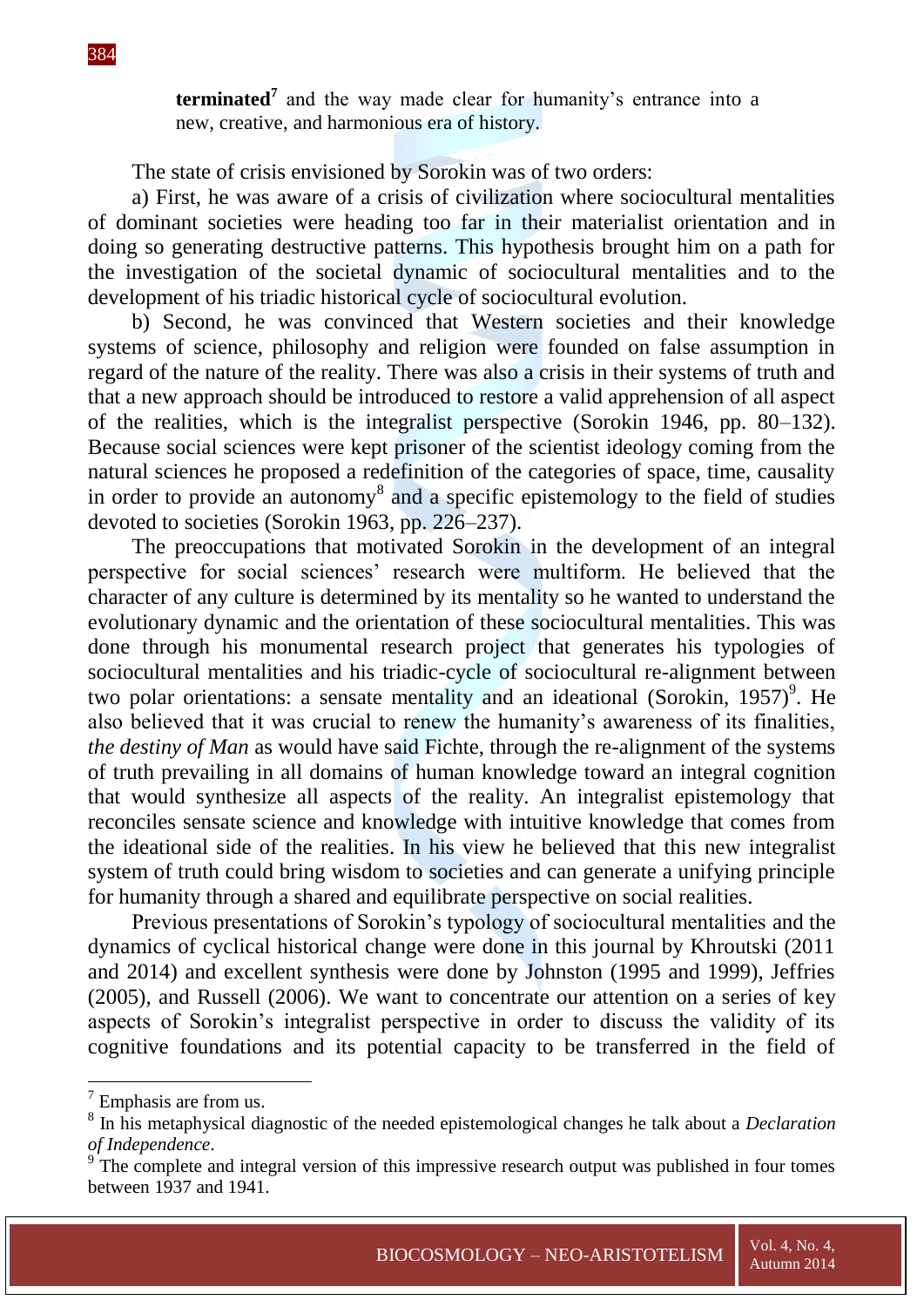**terminated**[7] and the way made clear for humanity's entrance into a new, creative, and harmonious era of history.

The state of crisis envisioned by Sorokin was of two orders:

a) First, he was aware of a crisis of civilization where sociocultural mentalities of dominant societies were heading too far in their materialist orientation and in doing so generating destructive patterns. This hypothesis brought him on a path for the investigation of the societal dynamic of sociocultural mentalities and to the development of his triadic historical cycle of sociocultural evolution.

b) Second, he was convinced that Western societies and their knowledge systems of science, philosophy and religion were founded on false assumption in regard of the nature of the reality. There was also a crisis in their systems of truth and that a new approach should be introduced to restore a valid apprehension of all aspect of the realities, which is the integralist perspective (Sorokin 1946, pp. 80–132). Because social sciences were kept prisoner of the scientist ideology coming from the natural sciences he proposed a redefinition of the categories of space, time, causality in order to provide an autonomy[8] and a specific epistemology to the field of studies devoted to societies (Sorokin 1963, pp. 226–237).

The preoccupations that motivated Sorokin in the development of an integral perspective for social sciences' research were multiform. He believed that the character of any culture is determined by its mentality so he wanted to understand the evolutionary dynamic and the orientation of these sociocultural mentalities. This was done through his monumental research project that generates his typologies of sociocultural mentalities and his triadic-cycle of sociocultural re-alignment between two polar orientations: a sensate mentality and an ideational (Sorokin, 1957)[9]. He also believed that it was crucial to renew the humanity's awareness of its finalities, *the destiny of Man* as would have said Fichte, through the re-alignment of the systems of truth prevailing in all domains of human knowledge toward an integral cognition that would synthesize all aspects of the reality. An integralist epistemology that reconciles sensate science and knowledge with intuitive knowledge that comes from the ideational side of the realities. In his view he believed that this new integralist system of truth could bring wisdom to societies and can generate a unifying principle for humanity through a shared and equilibrate perspective on social realities.

Previous presentations of Sorokin's typology of sociocultural mentalities and the dynamics of cyclical historical change were done in this journal by Khroutski (2011 and 2014) and excellent synthesis were done by Johnston (1995 and 1999), Jeffries (2005), and Russell (2006). We want to concentrate our attention on a series of key aspects of Sorokin's integralist perspective in order to discuss the validity of its cognitive foundations and its potential capacity to be transferred in the field of

---

[7] Emphasis are from us.

[8] In his metaphysical diagnostic of the needed epistemological changes he talk about a *Declaration of Independence*.

[9] The complete and integral version of this impressive research output was published in four tomes between 1937 and 1941.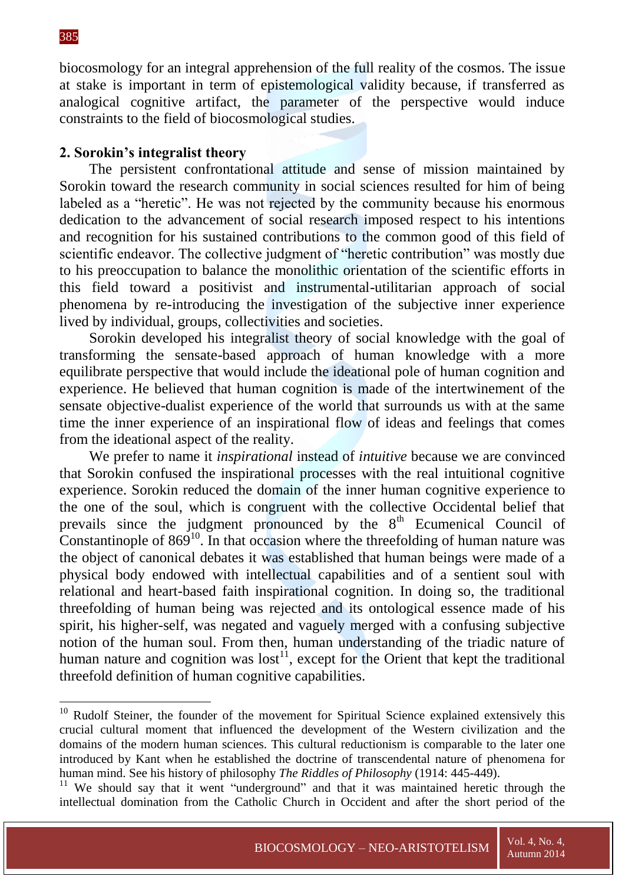biocosmology for an integral apprehension of the full reality of the cosmos. The issue at stake is important in term of epistemological validity because, if transferred as analogical cognitive artifact, the parameter of the perspective would induce constraints to the field of biocosmological studies.

## 2. Sorokin's integralist theory

The persistent confrontational attitude and sense of mission maintained by Sorokin toward the research community in social sciences resulted for him of being labeled as a "heretic". He was not rejected by the community because his enormous dedication to the advancement of social research imposed respect to his intentions and recognition for his sustained contributions to the common good of this field of scientific endeavor. The collective judgment of "heretic contribution" was mostly due to his preoccupation to balance the monolithic orientation of the scientific efforts in this field toward a positivist and instrumental-utilitarian approach of social phenomena by re-introducing the investigation of the subjective inner experience lived by individual, groups, collectivities and societies.

Sorokin developed his integralist theory of social knowledge with the goal of transforming the sensate-based approach of human knowledge with a more equilibrate perspective that would include the ideational pole of human cognition and experience. He believed that human cognition is made of the intertwinement of the sensate objective-dualist experience of the world that surrounds us with at the same time the inner experience of an inspirational flow of ideas and feelings that comes from the ideational aspect of the reality.

We prefer to name it *inspirational* instead of *intuitive* because we are convinced that Sorokin confused the inspirational processes with the real intuitional cognitive experience. Sorokin reduced the domain of the inner human cognitive experience to the one of the soul, which is congruent with the collective Occidental belief that prevails since the judgment pronounced by the 8th Ecumenical Council of Constantinople of 869[10]. In that occasion where the threefolding of human nature was the object of canonical debates it was established that human beings were made of a physical body endowed with intellectual capabilities and of a sentient soul with relational and heart-based faith inspirational cognition. In doing so, the traditional threefolding of human being was rejected and its ontological essence made of his spirit, his higher-self, was negated and vaguely merged with a confusing subjective notion of the human soul. From then, human understanding of the triadic nature of human nature and cognition was lost[11], except for the Orient that kept the traditional threefold definition of human cognitive capabilities.

---

[10] Rudolf Steiner, the founder of the movement for Spiritual Science explained extensively this crucial cultural moment that influenced the development of the Western civilization and the domains of the modern human sciences. This cultural reductionism is comparable to the later one introduced by Kant when he established the doctrine of transcendental nature of phenomena for human mind. See his history of philosophy *The Riddles of Philosophy* (1914: 445-449).

[11] We should say that it went "underground" and that it was maintained heretic through the intellectual domination from the Catholic Church in Occident and after the short period of the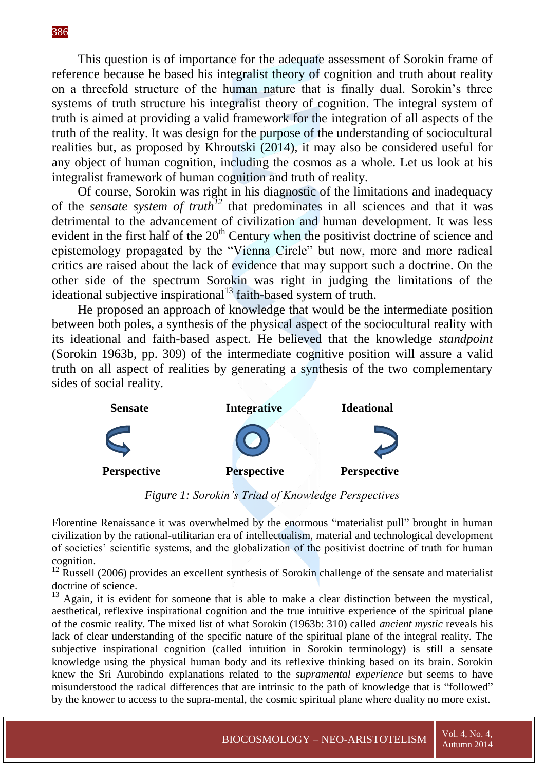This question is of importance for the adequate assessment of Sorokin frame of reference because he based his integralist theory of cognition and truth about reality on a threefold structure of the human nature that is finally dual. Sorokin's three systems of truth structure his integralist theory of cognition. The integral system of truth is aimed at providing a valid framework for the integration of all aspects of the truth of the reality. It was design for the purpose of the understanding of sociocultural realities but, as proposed by Khroutski (2014), it may also be considered useful for any object of human cognition, including the cosmos as a whole. Let us look at his integralist framework of human cognition and truth of reality.

Of course, Sorokin was right in his diagnostic of the limitations and inadequacy of the *sensate system of truth*[12] that predominates in all sciences and that it was detrimental to the advancement of civilization and human development. It was less evident in the first half of the 20th Century when the positivist doctrine of science and epistemology propagated by the "Vienna Circle" but now, more and more radical critics are raised about the lack of evidence that may support such a doctrine. On the other side of the spectrum Sorokin was right in judging the limitations of the ideational subjective inspirational[13] faith-based system of truth.

He proposed an approach of knowledge that would be the intermediate position between both poles, a synthesis of the physical aspect of the sociocultural reality with its ideational and faith-based aspect. He believed that the knowledge *standpoint* (Sorokin 1963b, pp. 309) of the intermediate cognitive position will assure a valid truth on all aspect of realities by generating a synthesis of the two complementary sides of social reality.

| **Sensate Perspective** | **Integrative Perspective** | **Ideational Perspective** |
|---|---|---|

*Figure 1: Sorokin's Triad of Knowledge Perspectives*

---

Florentine Renaissance it was overwhelmed by the enormous "materialist pull" brought in human civilization by the rational-utilitarian era of intellectualism, material and technological development of societies' scientific systems, and the globalization of the positivist doctrine of truth for human cognition.

[12] Russell (2006) provides an excellent synthesis of Sorokin challenge of the sensate and materialist doctrine of science.

[13] Again, it is evident for someone that is able to make a clear distinction between the mystical, aesthetical, reflexive inspirational cognition and the true intuitive experience of the spiritual plane of the cosmic reality. The mixed list of what Sorokin (1963b: 310) called *ancient mystic* reveals his lack of clear understanding of the specific nature of the spiritual plane of the integral reality. The subjective inspirational cognition (called intuition in Sorokin terminology) is still a sensate knowledge using the physical human body and its reflexive thinking based on its brain. Sorokin knew the Sri Aurobindo explanations related to the *supramental experience* but seems to have misunderstood the radical differences that are intrinsic to the path of knowledge that is "followed" by the knower to access to the supra-mental, the cosmic spiritual plane where duality no more exist.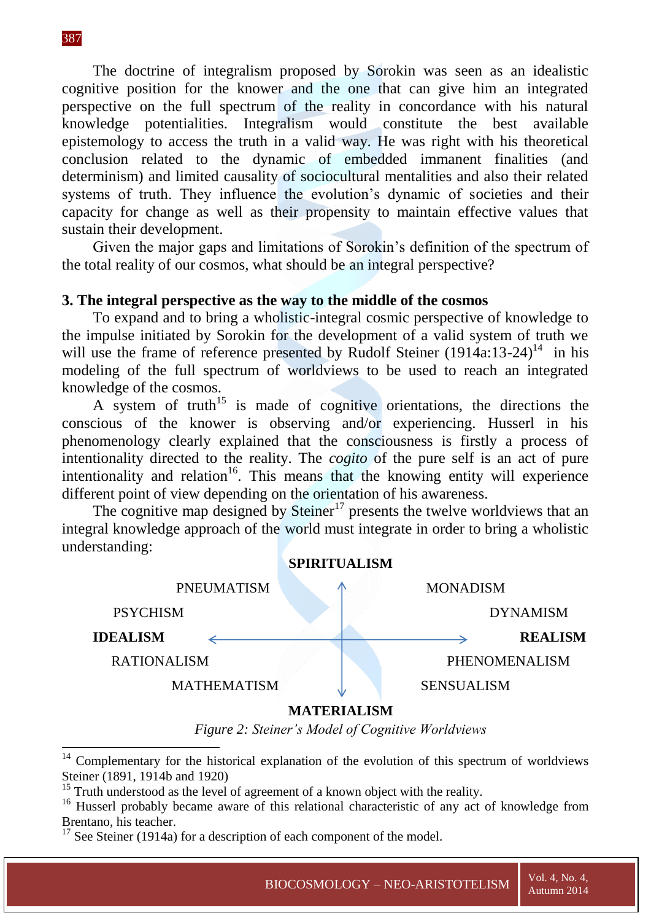The doctrine of integralism proposed by Sorokin was seen as an idealistic cognitive position for the knower and the one that can give him an integrated perspective on the full spectrum of the reality in concordance with his natural knowledge potentialities. Integralism would constitute the best available epistemology to access the truth in a valid way. He was right with his theoretical conclusion related to the dynamic of embedded immanent finalities (and determinism) and limited causality of sociocultural mentalities and also their related systems of truth. They influence the evolution's dynamic of societies and their capacity for change as well as their propensity to maintain effective values that sustain their development.

Given the major gaps and limitations of Sorokin's definition of the spectrum of the total reality of our cosmos, what should be an integral perspective?

## 3. The integral perspective as the way to the middle of the cosmos

To expand and to bring a wholistic-integral cosmic perspective of knowledge to the impulse initiated by Sorokin for the development of a valid system of truth we will use the frame of reference presented by Rudolf Steiner (1914a:13-24)[14] in his modeling of the full spectrum of worldviews to be used to reach an integrated knowledge of the cosmos.

A system of truth[15] is made of cognitive orientations, the directions the conscious of the knower is observing and/or experiencing. Husserl in his phenomenology clearly explained that the consciousness is firstly a process of intentionality directed to the reality. The *cogito* of the pure self is an act of pure intentionality and relation[16]. This means that the knowing entity will experience different point of view depending on the orientation of his awareness.

The cognitive map designed by Steiner[17] presents the twelve worldviews that an integral knowledge approach of the world must integrate in order to bring a wholistic understanding:

**SPIRITUALISM**

PNEUMATISM — MONADISM

PSYCHISM — DYNAMISM

**IDEALISM** ⟷ **REALISM**

RATIONALISM — PHENOMENALISM

MATHEMATISM — SENSUALISM

**MATERIALISM**

*Figure 2: Steiner's Model of Cognitive Worldviews*

---

[14] Complementary for the historical explanation of the evolution of this spectrum of worldviews Steiner (1891, 1914b and 1920)

[15] Truth understood as the level of agreement of a known object with the reality.

[16] Husserl probably became aware of this relational characteristic of any act of knowledge from Brentano, his teacher.

[17] See Steiner (1914a) for a description of each component of the model.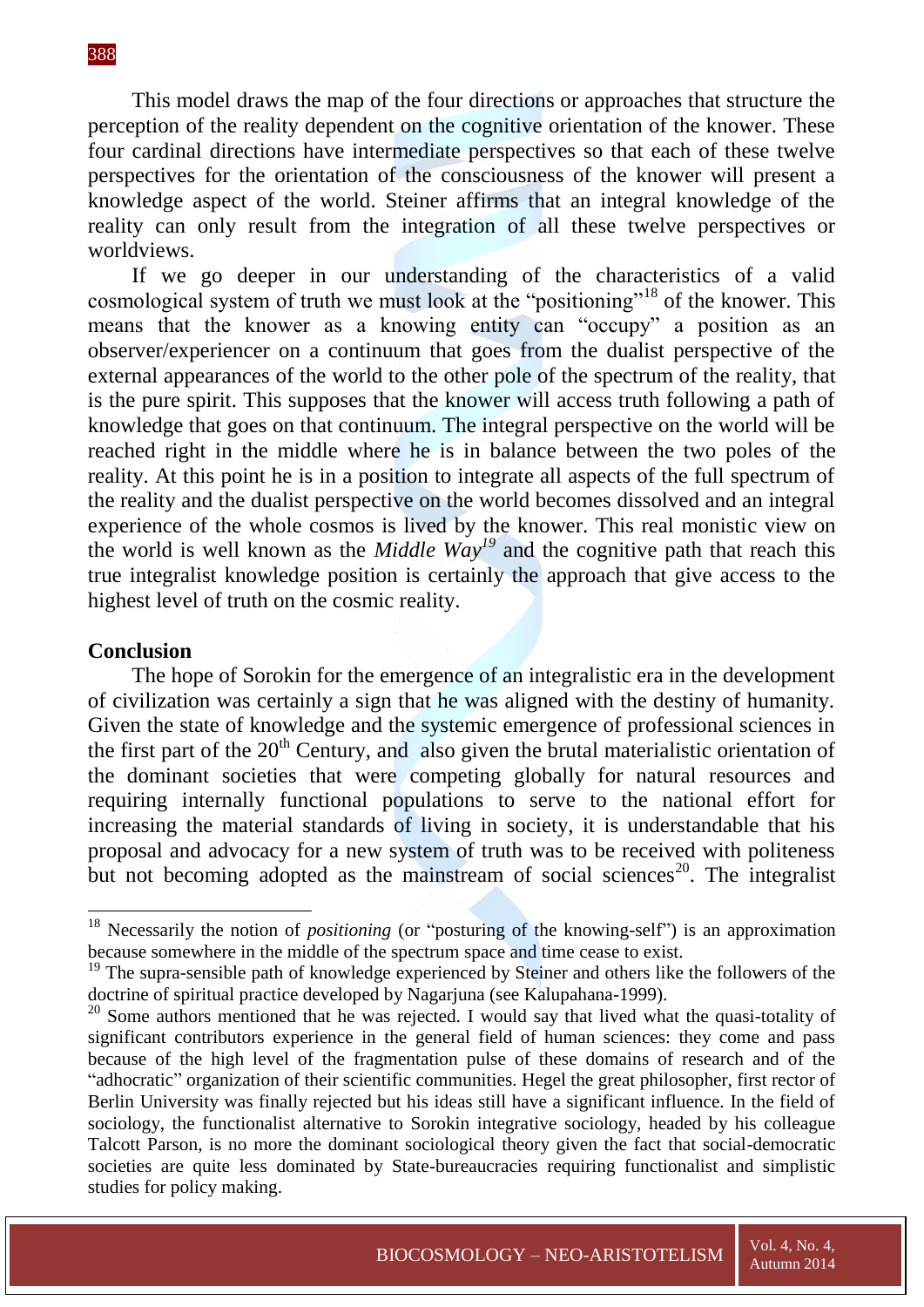This model draws the map of the four directions or approaches that structure the perception of the reality dependent on the cognitive orientation of the knower. These four cardinal directions have intermediate perspectives so that each of these twelve perspectives for the orientation of the consciousness of the knower will present a knowledge aspect of the world. Steiner affirms that an integral knowledge of the reality can only result from the integration of all these twelve perspectives or worldviews.

If we go deeper in our understanding of the characteristics of a valid cosmological system of truth we must look at the "positioning"[18] of the knower. This means that the knower as a knowing entity can "occupy" a position as an observer/experiencer on a continuum that goes from the dualist perspective of the external appearances of the world to the other pole of the spectrum of the reality, that is the pure spirit. This supposes that the knower will access truth following a path of knowledge that goes on that continuum. The integral perspective on the world will be reached right in the middle where he is in balance between the two poles of the reality. At this point he is in a position to integrate all aspects of the full spectrum of the reality and the dualist perspective on the world becomes dissolved and an integral experience of the whole cosmos is lived by the knower. This real monistic view on the world is well known as the *Middle Way*[19] and the cognitive path that reach this true integralist knowledge position is certainly the approach that give access to the highest level of truth on the cosmic reality.

## Conclusion

The hope of Sorokin for the emergence of an integralistic era in the development of civilization was certainly a sign that he was aligned with the destiny of humanity. Given the state of knowledge and the systemic emergence of professional sciences in the first part of the 20th Century, and also given the brutal materialistic orientation of the dominant societies that were competing globally for natural resources and requiring internally functional populations to serve to the national effort for increasing the material standards of living in society, it is understandable that his proposal and advocacy for a new system of truth was to be received with politeness but not becoming adopted as the mainstream of social sciences[20]. The integralist

---

[18] Necessarily the notion of *positioning* (or "posturing of the knowing-self") is an approximation because somewhere in the middle of the spectrum space and time cease to exist.

[19] The supra-sensible path of knowledge experienced by Steiner and others like the followers of the doctrine of spiritual practice developed by Nagarjuna (see Kalupahana-1999).

[20] Some authors mentioned that he was rejected. I would say that lived what the quasi-totality of significant contributors experience in the general field of human sciences: they come and pass because of the high level of the fragmentation pulse of these domains of research and of the "adhocratic" organization of their scientific communities. Hegel the great philosopher, first rector of Berlin University was finally rejected but his ideas still have a significant influence. In the field of sociology, the functionalist alternative to Sorokin integrative sociology, headed by his colleague Talcott Parson, is no more the dominant sociological theory given the fact that social-democratic societies are quite less dominated by State-bureaucracies requiring functionalist and simplistic studies for policy making.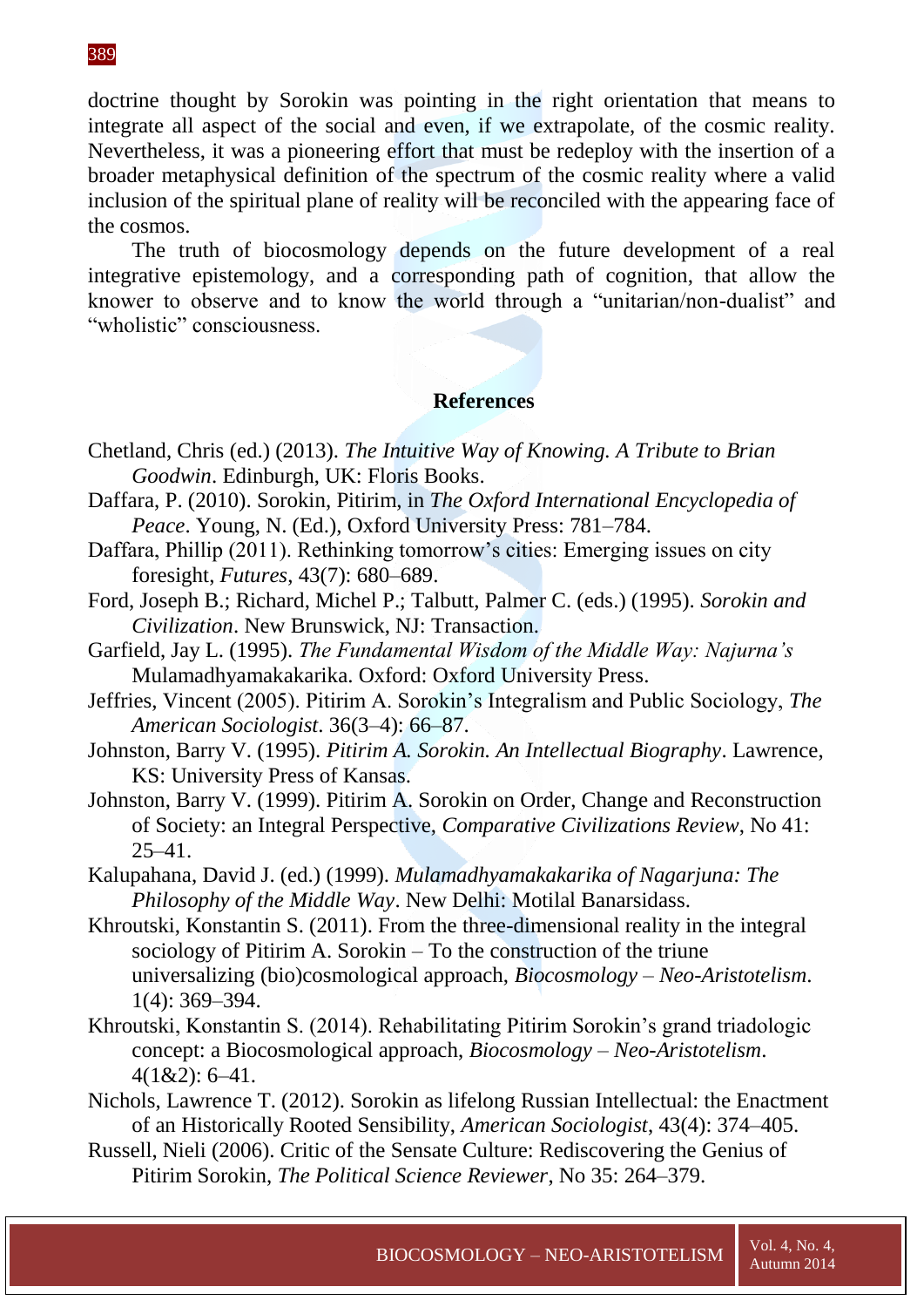doctrine thought by Sorokin was pointing in the right orientation that means to integrate all aspect of the social and even, if we extrapolate, of the cosmic reality. Nevertheless, it was a pioneering effort that must be redeploy with the insertion of a broader metaphysical definition of the spectrum of the cosmic reality where a valid inclusion of the spiritual plane of reality will be reconciled with the appearing face of the cosmos.

The truth of biocosmology depends on the future development of a real integrative epistemology, and a corresponding path of cognition, that allow the knower to observe and to know the world through a "unitarian/non-dualist" and "wholistic" consciousness.

## References

Chetland, Chris (ed.) (2013). *The Intuitive Way of Knowing. A Tribute to Brian Goodwin*. Edinburgh, UK: Floris Books.

Daffara, P. (2010). Sorokin, Pitirim, in *The Oxford International Encyclopedia of Peace*. Young, N. (Ed.), Oxford University Press: 781–784.

Daffara, Phillip (2011). Rethinking tomorrow's cities: Emerging issues on city foresight, *Futures*, 43(7): 680–689.

Ford, Joseph B.; Richard, Michel P.; Talbutt, Palmer C. (eds.) (1995). *Sorokin and Civilization*. New Brunswick, NJ: Transaction.

Garfield, Jay L. (1995). *The Fundamental Wisdom of the Middle Way: Najurna's* Mulamadhyamakakarika. Oxford: Oxford University Press.

Jeffries, Vincent (2005). Pitirim A. Sorokin's Integralism and Public Sociology, *The American Sociologist*. 36(3–4): 66–87.

Johnston, Barry V. (1995). *Pitirim A. Sorokin. An Intellectual Biography*. Lawrence, KS: University Press of Kansas.

Johnston, Barry V. (1999). Pitirim A. Sorokin on Order, Change and Reconstruction of Society: an Integral Perspective, *Comparative Civilizations Review*, No 41: 25–41.

Kalupahana, David J. (ed.) (1999). *Mulamadhyamakakarika of Nagarjuna: The Philosophy of the Middle Way*. New Delhi: Motilal Banarsidass.

Khroutski, Konstantin S. (2011). From the three-dimensional reality in the integral sociology of Pitirim A. Sorokin – To the construction of the triune universalizing (bio)cosmological approach, *Biocosmology – Neo-Aristotelism*. 1(4): 369–394.

Khroutski, Konstantin S. (2014). Rehabilitating Pitirim Sorokin's grand triadologic concept: a Biocosmological approach, *Biocosmology – Neo-Aristotelism*. 4(1&2): 6–41.

Nichols, Lawrence T. (2012). Sorokin as lifelong Russian Intellectual: the Enactment of an Historically Rooted Sensibility, *American Sociologist*, 43(4): 374–405.

Russell, Nieli (2006). Critic of the Sensate Culture: Rediscovering the Genius of Pitirim Sorokin, *The Political Science Reviewer*, No 35: 264–379.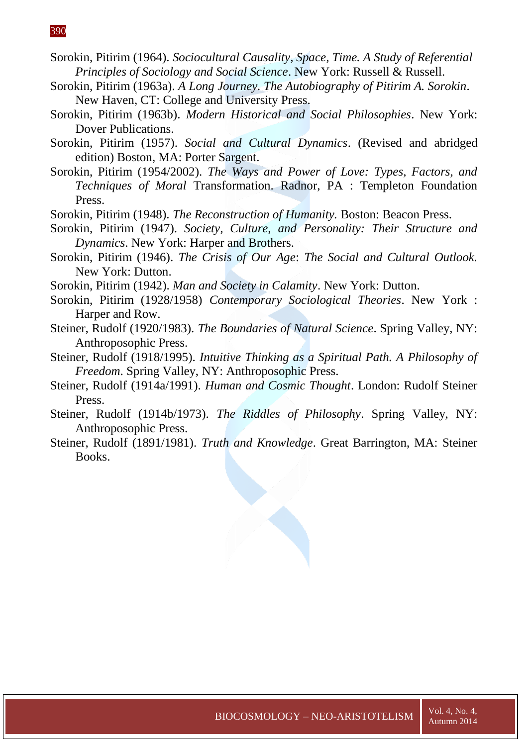Sorokin, Pitirim (1964). *Sociocultural Causality, Space, Time. A Study of Referential Principles of Sociology and Social Science*. New York: Russell & Russell.

Sorokin, Pitirim (1963a). *A Long Journey. The Autobiography of Pitirim A. Sorokin*. New Haven, CT: College and University Press.

Sorokin, Pitirim (1963b). *Modern Historical and Social Philosophies*. New York: Dover Publications.

Sorokin, Pitirim (1957). *Social and Cultural Dynamics*. (Revised and abridged edition) Boston, MA: Porter Sargent.

Sorokin, Pitirim (1954/2002). *The Ways and Power of Love: Types, Factors, and Techniques of Moral* Transformation. Radnor, PA : Templeton Foundation Press.

Sorokin, Pitirim (1948). *The Reconstruction of Humanity.* Boston: Beacon Press.

Sorokin, Pitirim (1947). *Society, Culture, and Personality: Their Structure and Dynamics*. New York: Harper and Brothers.

Sorokin, Pitirim (1946). *The Crisis of Our Age*: *The Social and Cultural Outlook.* New York: Dutton.

Sorokin, Pitirim (1942). *Man and Society in Calamity*. New York: Dutton.

Sorokin, Pitirim (1928/1958) *Contemporary Sociological Theories*. New York : Harper and Row.

Steiner, Rudolf (1920/1983). *The Boundaries of Natural Science*. Spring Valley, NY: Anthroposophic Press.

Steiner, Rudolf (1918/1995). *Intuitive Thinking as a Spiritual Path. A Philosophy of Freedom*. Spring Valley, NY: Anthroposophic Press.

Steiner, Rudolf (1914a/1991). *Human and Cosmic Thought*. London: Rudolf Steiner Press.

Steiner, Rudolf (1914b/1973). *The Riddles of Philosophy*. Spring Valley, NY: Anthroposophic Press.

Steiner, Rudolf (1891/1981). *Truth and Knowledge*. Great Barrington, MA: Steiner Books.